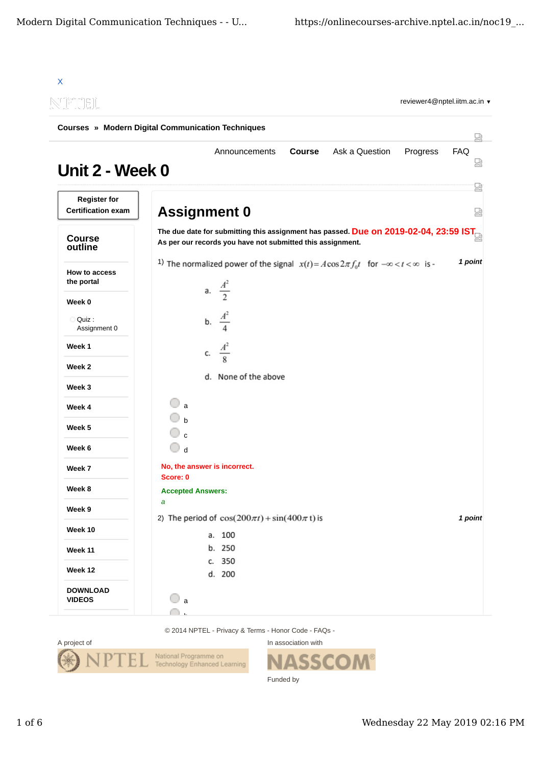X

reviewer4@nptel.iitm.ac.in ▾

Courses » Modern Digital Communication Techniques

Announcements | **Course** | Ask a Question | Progress | FAQ

# Unit 2 - Week 0

**Register for Certification exam**

## Course outline

- How to access the portal
- Week 0
  - Quiz : Assignment 0
- Week 1
- Week 2
- Week 3
- Week 4
- Week 5
- Week 6
- Week 7
- Week 8
- Week 9
- Week 10
- Week 11
- Week 12
- DOWNLOAD VIDEOS

## Assignment 0

**The due date for submitting this assignment has passed.** Due on 2019-02-04, 23:59 IST.
**As per our records you have not submitted this assignment.**

1) The normalized power of the signal $x(t) = A\cos 2\pi f_0 t$ for $-\infty < t < \infty$ is - *1 point*

a. $\frac{A^2}{2}$

b. $\frac{A^2}{4}$

c. $\frac{A^2}{8}$

d. None of the above

- a
- b
- c
- d

**No, the answer is incorrect.**
**Score: 0**

**Accepted Answers:**
*a*

2) The period of $\cos(200\pi t) + \sin(400\pi\, t)$ is *1 point*

a. 100

b. 250

c. 350

d. 200

- a
- b

© 2014 NPTEL - Privacy & Terms - Honor Code - FAQs -

A project of

In association with

Funded by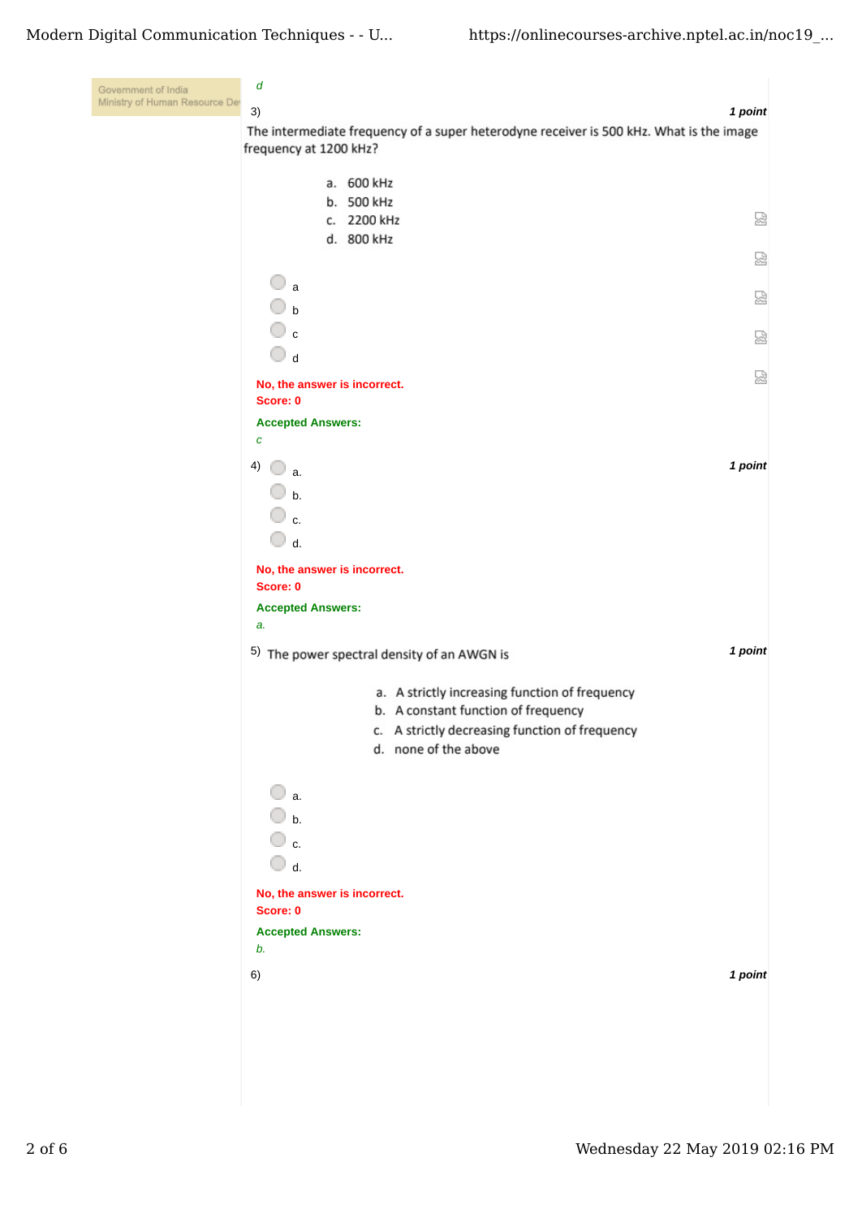*d*

3) **1 point**

The intermediate frequency of a super heterodyne receiver is 500 kHz. What is the image frequency at 1200 kHz?

a. 600 kHz
b. 500 kHz
c. 2200 kHz
d. 800 kHz

- a
- b
- c
- d

**No, the answer is incorrect.**
**Score: 0**

**Accepted Answers:**
*c*

4) **1 point**

- a.
- b.
- c.
- d.

**No, the answer is incorrect.**
**Score: 0**

**Accepted Answers:**
*a.*

5) The power spectral density of an AWGN is **1 point**

a. A strictly increasing function of frequency
b. A constant function of frequency
c. A strictly decreasing function of frequency
d. none of the above

- a.
- b.
- c.
- d.

**No, the answer is incorrect.**
**Score: 0**

**Accepted Answers:**
*b.*

6) **1 point**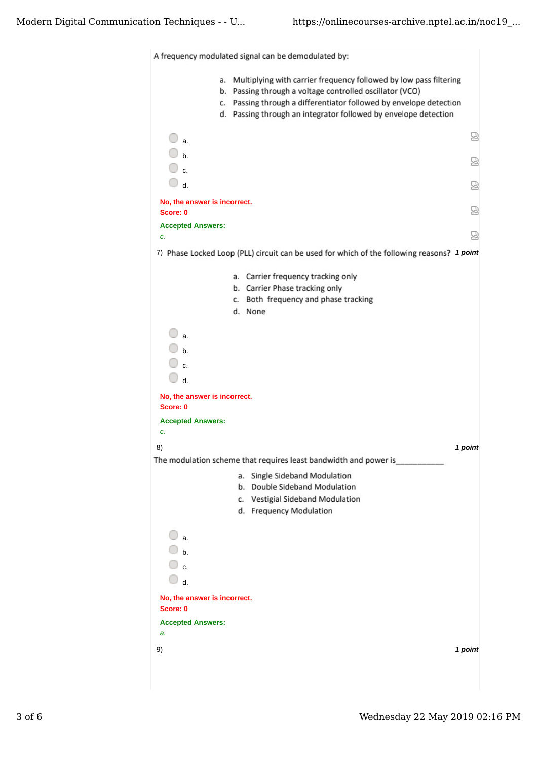A frequency modulated signal can be demodulated by:

a. Multiplying with carrier frequency followed by low pass filtering
b. Passing through a voltage controlled oscillator (VCO)
c. Passing through a differentiator followed by envelope detection
d. Passing through an integrator followed by envelope detection

- a.
- b.
- c.
- d.

**No, the answer is incorrect.**
**Score: 0**

**Accepted Answers:**
*c.*

7) Phase Locked Loop (PLL) circuit can be used for which of the following reasons? ***1 point***

a. Carrier frequency tracking only
b. Carrier Phase tracking only
c. Both frequency and phase tracking
d. None

- a.
- b.
- c.
- d.

**No, the answer is incorrect.**
**Score: 0**

**Accepted Answers:**
*c.*

8) ***1 point***

The modulation scheme that requires least bandwidth and power is___________

a. Single Sideband Modulation
b. Double Sideband Modulation
c. Vestigial Sideband Modulation
d. Frequency Modulation

- a.
- b.
- c.
- d.

**No, the answer is incorrect.**
**Score: 0**

**Accepted Answers:**
*a.*

9) ***1 point***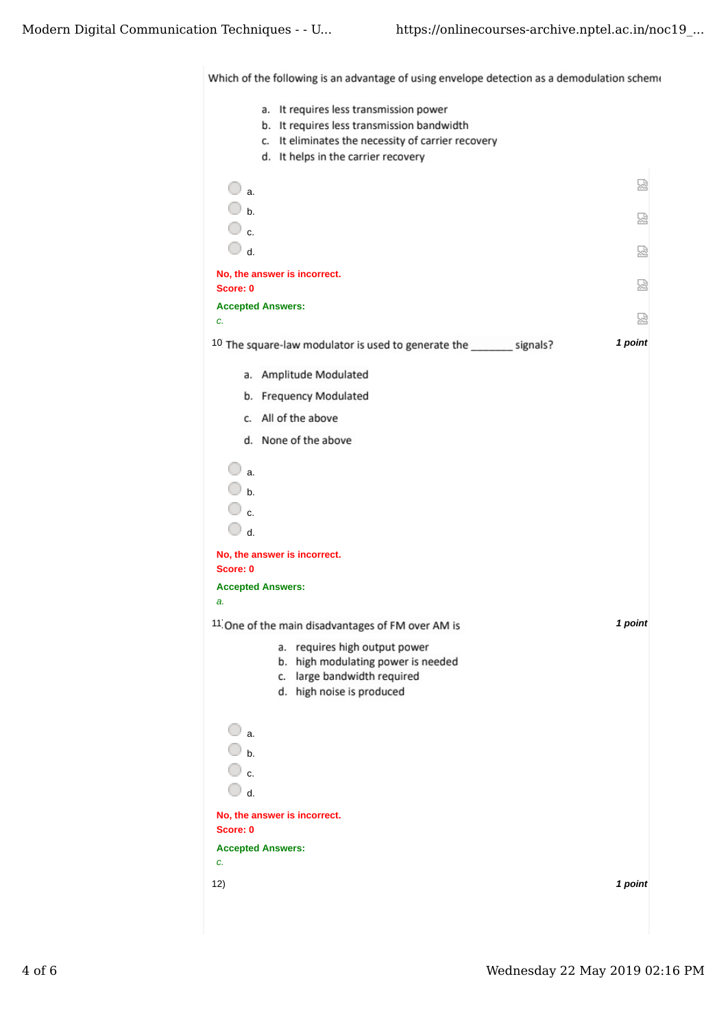Which of the following is an advantage of using envelope detection as a demodulation scheme

a. It requires less transmission power
b. It requires less transmission bandwidth
c. It eliminates the necessity of carrier recovery
d. It helps in the carrier recovery

- a.
- b.
- c.
- d.

**No, the answer is incorrect.**
**Score: 0**

**Accepted Answers:**
*c.*

10 The square-law modulator is used to generate the _______ signals? *1 point*

a. Amplitude Modulated
b. Frequency Modulated
c. All of the above
d. None of the above

- a.
- b.
- c.
- d.

**No, the answer is incorrect.**
**Score: 0**

**Accepted Answers:**
*a.*

11) One of the main disadvantages of FM over AM is *1 point*

a. requires high output power
b. high modulating power is needed
c. large bandwidth required
d. high noise is produced

- a.
- b.
- c.
- d.

**No, the answer is incorrect.**
**Score: 0**

**Accepted Answers:**
*c.*

12) *1 point*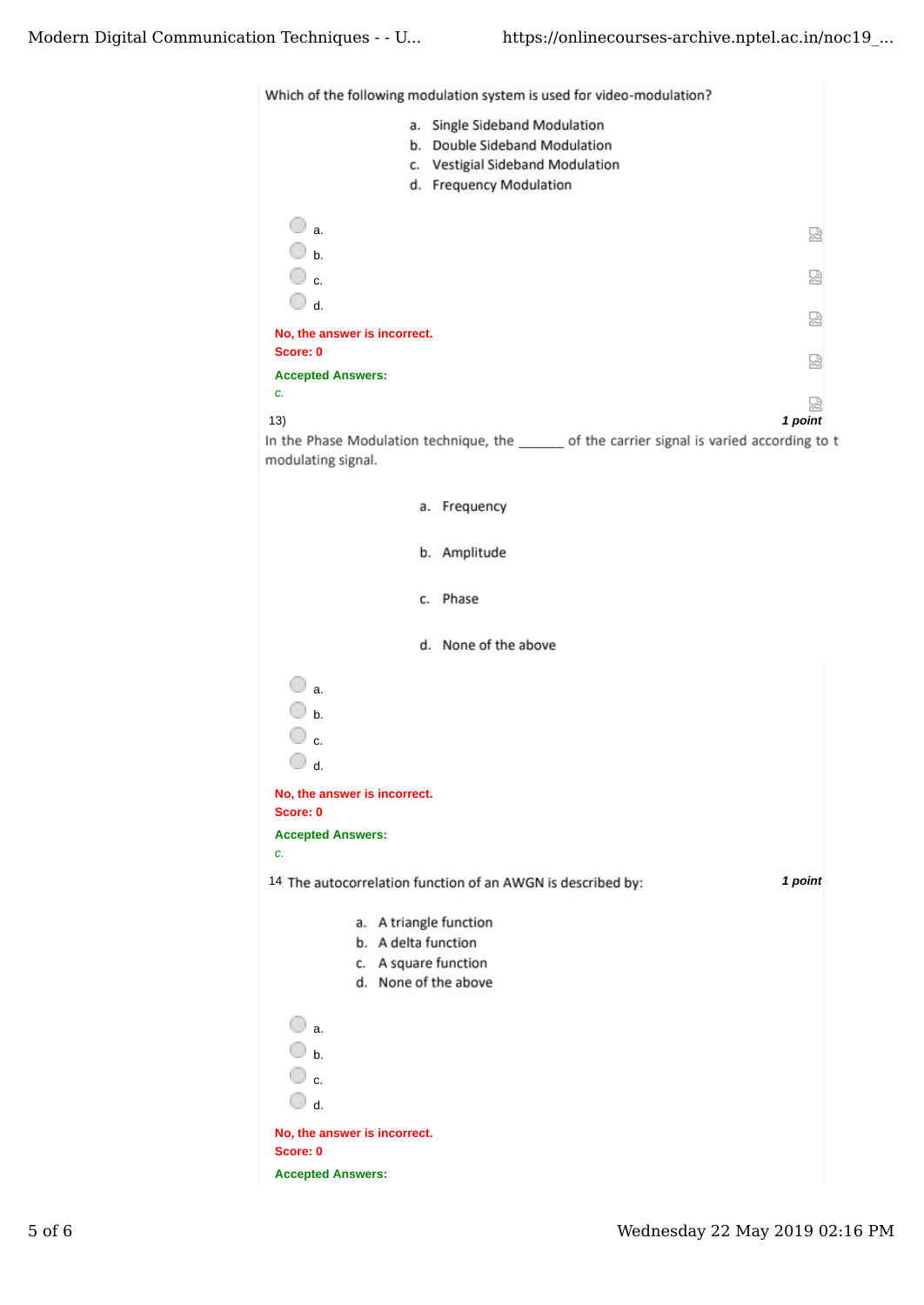Which of the following modulation system is used for video-modulation?

a. Single Sideband Modulation
b. Double Sideband Modulation
c. Vestigial Sideband Modulation
d. Frequency Modulation

- a.
- b.
- c.
- d.

No, the answer is incorrect.
Score: 0

**Accepted Answers:**
*c.*

13) **1 point**

In the Phase Modulation technique, the ______ of the carrier signal is varied according to t modulating signal.

a. Frequency

b. Amplitude

c. Phase

d. None of the above

- a.
- b.
- c.
- d.

No, the answer is incorrect.
Score: 0

**Accepted Answers:**
*c.*

14 The autocorrelation function of an AWGN is described by: **1 point**

a. A triangle function
b. A delta function
c. A square function
d. None of the above

- a.
- b.
- c.
- d.

No, the answer is incorrect.
Score: 0

**Accepted Answers:**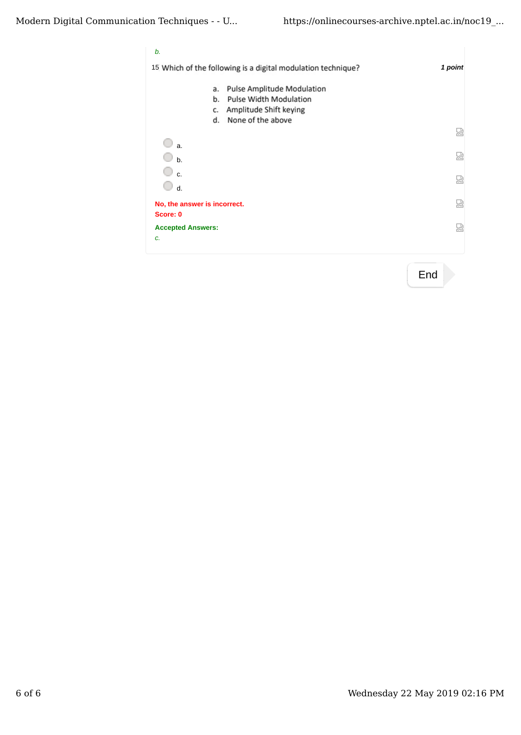*b.*

15 Which of the following is a digital modulation technique? ***1 point***

a. Pulse Amplitude Modulation
b. Pulse Width Modulation
c. Amplitude Shift keying
d. None of the above

- a.
- b.
- c.
- d.

**No, the answer is incorrect.**
**Score: 0**

**Accepted Answers:**
*c.*

End